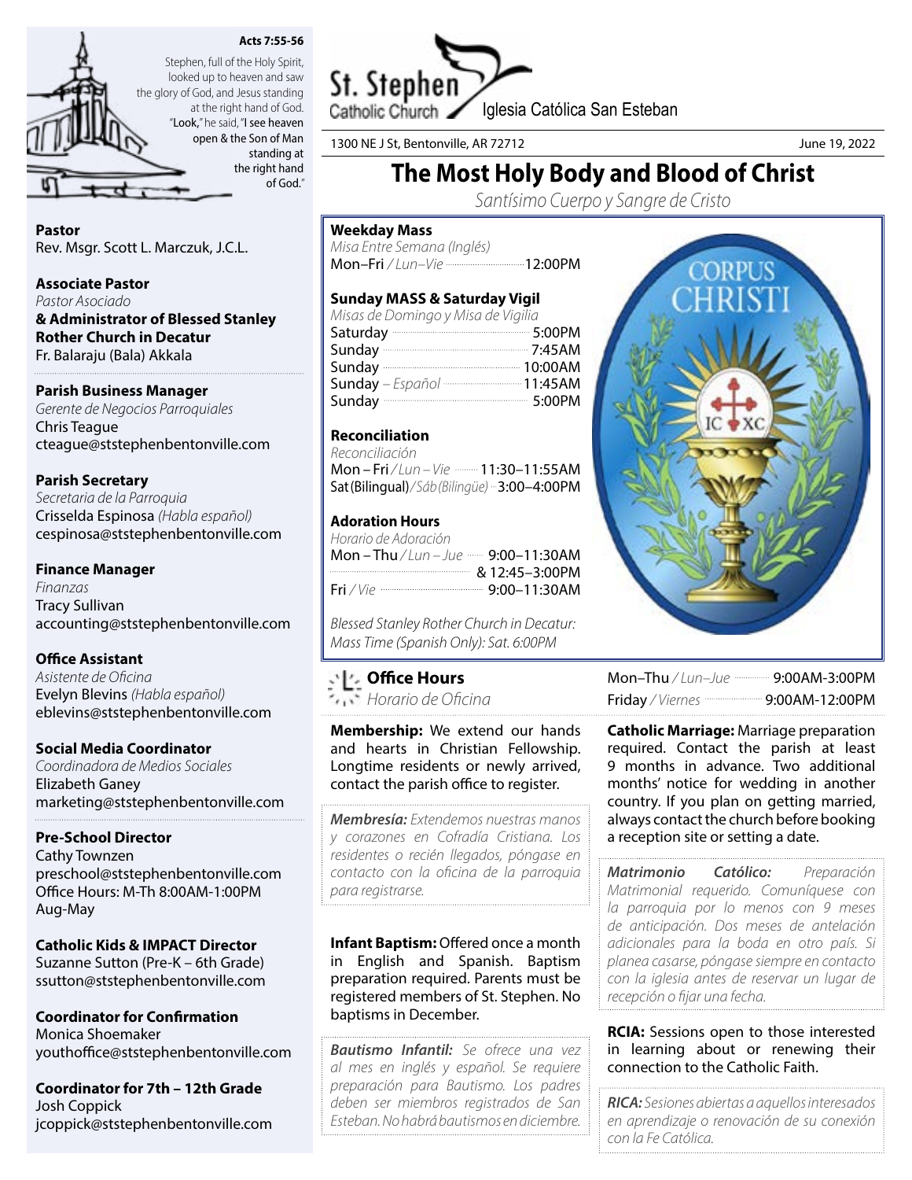**Acts 7:55-56**

Stephen, full of the Holy Spirit, looked up to heaven and saw the glory of God, and Jesus standing at the right hand of God. "Look," he said, "I see heaven open & the Son of Man standing at the right hand of God."

St. Stephen Catholic Church — Iglesia Católica San Esteban

1300 NE J St, Bentonville, AR 72712 — June 19, 2022

# The Most Holy Body and Blood of Christ

*Santísimo Cuerpo y Sangre de Cristo*

**Pastor**
Rev. Msgr. Scott L. Marczuk, J.C.L.

**Associate Pastor**
*Pastor Asociado*
**& Administrator of Blessed Stanley Rother Church in Decatur**
Fr. Balaraju (Bala) Akkala

**Parish Business Manager**
*Gerente de Negocios Parroquiales*
Chris Teague
cteague@ststephenbentonville.com

**Parish Secretary**
*Secretaria de la Parroquia*
Crisselda Espinosa *(Habla español)*
cespinosa@ststephenbentonville.com

**Finance Manager**
*Finanzas*
Tracy Sullivan
accounting@ststephenbentonville.com

**Office Assistant**
*Asistente de Oficina*
Evelyn Blevins *(Habla español)*
eblevins@ststephenbentonville.com

**Social Media Coordinator**
*Coordinadora de Medios Sociales*
Elizabeth Ganey
marketing@ststephenbentonville.com

**Pre-School Director**
Cathy Townzen
preschool@ststephenbentonville.com
Office Hours: M-Th 8:00AM-1:00PM
Aug-May

**Catholic Kids & IMPACT Director**
Suzanne Sutton (Pre-K – 6th Grade)
ssutton@ststephenbentonville.com

**Coordinator for Confirmation**
Monica Shoemaker
youthoffice@ststephenbentonville.com

**Coordinator for 7th – 12th Grade**
Josh Coppick
jcoppick@ststephenbentonville.com

**Weekday Mass**
*Misa Entre Semana (Inglés)*
Mon–Fri */ Lun–Vie* ........ 12:00PM

**Sunday MASS & Saturday Vigil**
*Misas de Domingo y Misa de Vigilia*
Saturday ........ 5:00PM
Sunday ........ 7:45AM
Sunday ........ 10:00AM
Sunday *– Español* ........ 11:45AM
Sunday ........ 5:00PM

**Reconciliation**
*Reconciliación*
Mon – Fri */ Lun – Vie* ........ 11:30–11:55AM
Sat (Bilingual) */ Sáb (Bilingüe)* ........ 3:00–4:00PM

**Adoration Hours**
*Horario de Adoración*
Mon – Thu */ Lun – Jue* ........ 9:00–11:30AM & 12:45–3:00PM
Fri */ Vie* ........ 9:00–11:30AM

*Blessed Stanley Rother Church in Decatur: Mass Time (Spanish Only): Sat. 6:00PM*

**Office Hours**
*Horario de Oficina*
Mon–Thu */ Lun–Jue* ........ 9:00AM-3:00PM
Friday */ Viernes* ........ 9:00AM-12:00PM

**Membership:** We extend our hands and hearts in Christian Fellowship. Longtime residents or newly arrived, contact the parish office to register.

***Membresía:*** *Extendemos nuestras manos y corazones en Cofradía Cristiana. Los residentes o recién llegados, póngase en contacto con la oficina de la parroquia para registrarse.*

**Infant Baptism:** Offered once a month in English and Spanish. Baptism preparation required. Parents must be registered members of St. Stephen. No baptisms in December.

***Bautismo Infantil:*** *Se ofrece una vez al mes en inglés y español. Se requiere preparación para Bautismo. Los padres deben ser miembros registrados de San Esteban. No habrá bautismos en diciembre.*

**Catholic Marriage:** Marriage preparation required. Contact the parish at least 9 months in advance. Two additional months' notice for wedding in another country. If you plan on getting married, always contact the church before booking a reception site or setting a date.

***Matrimonio Católico:*** *Preparación Matrimonial requerido. Comuníquese con la parroquia por lo menos con 9 meses de anticipación. Dos meses de antelación adicionales para la boda en otro país. Si planea casarse, póngase siempre en contacto con la iglesia antes de reservar un lugar de recepción o fijar una fecha.*

**RCIA:** Sessions open to those interested in learning about or renewing their connection to the Catholic Faith.

***RICA:*** *Sesiones abiertas a aquellos interesados en aprendizaje o renovación de su conexión con la Fe Católica.*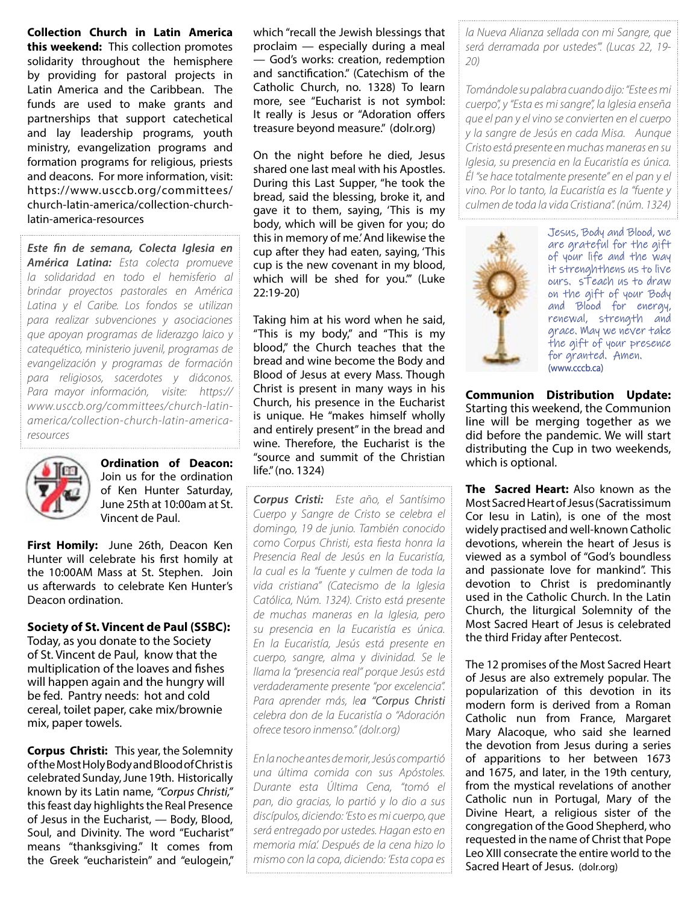**Collection Church in Latin America this weekend:** This collection promotes solidarity throughout the hemisphere by providing for pastoral projects in Latin America and the Caribbean. The funds are used to make grants and partnerships that support catechetical and lay leadership programs, youth ministry, evangelization programs and formation programs for religious, priests and deacons. For more information, visit: https://www.usccb.org/committees/church-latin-america/collection-church-latin-america-resources

***Este fin de semana, Colecta Iglesia en América Latina:*** *Esta colecta promueve la solidaridad en todo el hemisferio al brindar proyectos pastorales en América Latina y el Caribe. Los fondos se utilizan para realizar subvenciones y asociaciones que apoyan programas de liderazgo laico y catequético, ministerio juvenil, programas de evangelización y programas de formación para religiosos, sacerdotes y diáconos. Para mayor información, visite: https://www.usccb.org/committees/church-latin-america/collection-church-latin-america-resources*

**Ordination of Deacon:** Join us for the ordination of Ken Hunter Saturday, June 25th at 10:00am at St. Vincent de Paul.

**First Homily:** June 26th, Deacon Ken Hunter will celebrate his first homily at the 10:00AM Mass at St. Stephen. Join us afterwards to celebrate Ken Hunter's Deacon ordination.

**Society of St. Vincent de Paul (SSBC):** Today, as you donate to the Society of St. Vincent de Paul, know that the multiplication of the loaves and fishes will happen again and the hungry will be fed. Pantry needs: hot and cold cereal, toilet paper, cake mix/brownie mix, paper towels.

**Corpus Christi:** This year, the Solemnity of the Most Holy Body and Blood of Christ is celebrated Sunday, June 19th. Historically known by its Latin name, *"Corpus Christi,"* this feast day highlights the Real Presence of Jesus in the Eucharist, — Body, Blood, Soul, and Divinity. The word "Eucharist" means "thanksgiving." It comes from the Greek "eucharistein" and "eulogein," which "recall the Jewish blessings that proclaim — especially during a meal — God's works: creation, redemption and sanctification." (Catechism of the Catholic Church, no. 1328) To learn more, see "Eucharist is not symbol: It really is Jesus or "Adoration offers treasure beyond measure." (dolr.org)

On the night before he died, Jesus shared one last meal with his Apostles. During this Last Supper, "he took the bread, said the blessing, broke it, and gave it to them, saying, 'This is my body, which will be given for you; do this in memory of me.' And likewise the cup after they had eaten, saying, 'This cup is the new covenant in my blood, which will be shed for you.'" (Luke 22:19-20)

Taking him at his word when he said, "This is my body," and "This is my blood," the Church teaches that the bread and wine become the Body and Blood of Jesus at every Mass. Though Christ is present in many ways in his Church, his presence in the Eucharist is unique. He "makes himself wholly and entirely present" in the bread and wine. Therefore, the Eucharist is the "source and summit of the Christian life." (no. 1324)

***Corpus Cristi:*** *Este año, el Santísimo Cuerpo y Sangre de Cristo se celebra el domingo, 19 de junio. También conocido como Corpus Christi, esta fiesta honra la Presencia Real de Jesús en la Eucaristía, la cual es la "fuente y culmen de toda la vida cristiana" (Catecismo de la Iglesia Católica, Núm. 1324). Cristo está presente de muchas maneras en la Iglesia, pero su presencia en la Eucaristía es única. En la Eucaristía, Jesús está presente en cuerpo, sangre, alma y divinidad. Se le llama la "presencia real" porque Jesús está verdaderamente presente "por excelencia". Para aprender más, le**a "Corpus Christi** celebra don de la Eucaristía o "Adoración ofrece tesoro inmenso." (dolr.org)*

*En la noche antes de morir, Jesús compartió una última comida con sus Apóstoles. Durante esta Última Cena, "tomó el pan, dio gracias, lo partió y lo dio a sus discípulos, diciendo: 'Esto es mi cuerpo, que será entregado por ustedes. Hagan esto en memoria mía.' Después de la cena hizo lo mismo con la copa, diciendo: 'Esta copa es la Nueva Alianza sellada con mi Sangre, que será derramada por ustedes'". (Lucas 22, 19-20)*

*Tomándole su palabra cuando dijo: "Este es mi cuerpo", y "Esta es mi sangre", la Iglesia enseña que el pan y el vino se convierten en el cuerpo y la sangre de Jesús en cada Misa. Aunque Cristo está presente en muchas maneras en su Iglesia, su presencia en la Eucaristía es única. Él "se hace totalmente presente" en el pan y el vino. Por lo tanto, la Eucaristía es la "fuente y culmen de toda la vida Cristiana". (núm. 1324)*

Jesus, Body and Blood, we are grateful for the gift of your life and the way it strenghthens us to live ours. sTeach us to draw on the gift of your Body and Blood for energy, renewal, strength and grace. May we never take the gift of your presence for granted. Amen.
(www.cccb.ca)

**Communion Distribution Update:** Starting this weekend, the Communion line will be merging together as we did before the pandemic. We will start distributing the Cup in two weekends, which is optional.

**The Sacred Heart:** Also known as the Most Sacred Heart of Jesus (Sacratissimum Cor Iesu in Latin), is one of the most widely practised and well-known Catholic devotions, wherein the heart of Jesus is viewed as a symbol of "God's boundless and passionate love for mankind". This devotion to Christ is predominantly used in the Catholic Church. In the Latin Church, the liturgical Solemnity of the Most Sacred Heart of Jesus is celebrated the third Friday after Pentecost.

The 12 promises of the Most Sacred Heart of Jesus are also extremely popular. The popularization of this devotion in its modern form is derived from a Roman Catholic nun from France, Margaret Mary Alacoque, who said she learned the devotion from Jesus during a series of apparitions to her between 1673 and 1675, and later, in the 19th century, from the mystical revelations of another Catholic nun in Portugal, Mary of the Divine Heart, a religious sister of the congregation of the Good Shepherd, who requested in the name of Christ that Pope Leo XIII consecrate the entire world to the Sacred Heart of Jesus. (dolr.org)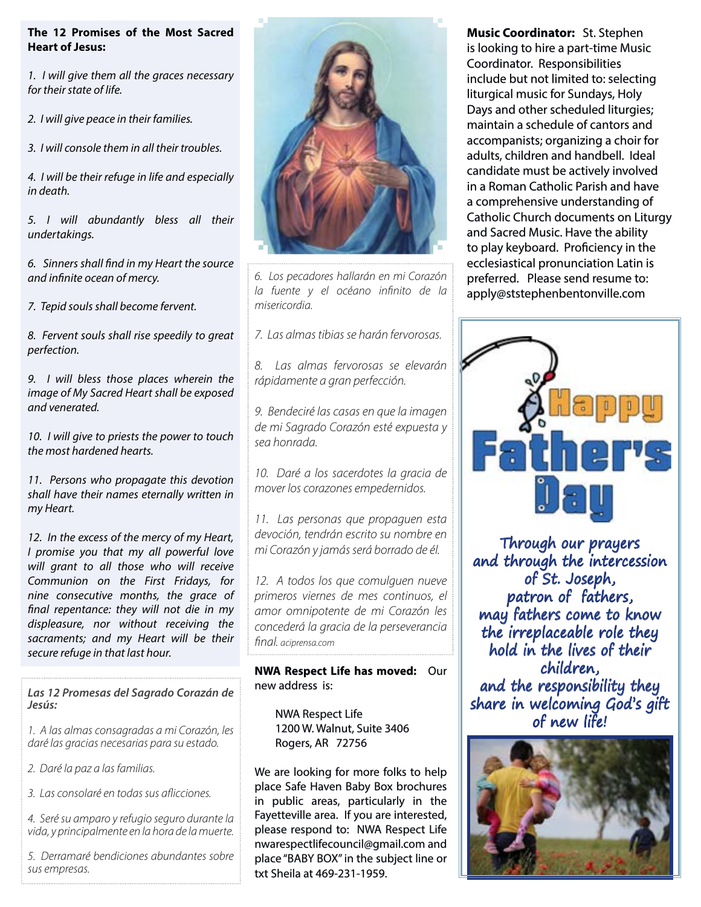**The 12 Promises of the Most Sacred Heart of Jesus:**

*1. I will give them all the graces necessary for their state of life.*

*2. I will give peace in their families.*

*3. I will console them in all their troubles.*

*4. I will be their refuge in life and especially in death.*

*5. I will abundantly bless all their undertakings.*

*6. Sinners shall find in my Heart the source and infinite ocean of mercy.*

*7. Tepid souls shall become fervent.*

*8. Fervent souls shall rise speedily to great perfection.*

*9. I will bless those places wherein the image of My Sacred Heart shall be exposed and venerated.*

*10. I will give to priests the power to touch the most hardened hearts.*

*11. Persons who propagate this devotion shall have their names eternally written in my Heart.*

*12. In the excess of the mercy of my Heart, I promise you that my all powerful love will grant to all those who will receive Communion on the First Fridays, for nine consecutive months, the grace of final repentance: they will not die in my displeasure, nor without receiving the sacraments; and my Heart will be their secure refuge in that last hour.*

***Las 12 Promesas del Sagrado Corazón de Jesús:***

*1. A las almas consagradas a mi Corazón, les daré las gracias necesarias para su estado.*

*2. Daré la paz a las familias.*

*3. Las consolaré en todas sus aflicciones.*

*4. Seré su amparo y refugio seguro durante la vida, y principalmente en la hora de la muerte.*

*5. Derramaré bendiciones abundantes sobre sus empresas.*

*6. Los pecadores hallarán en mi Corazón la fuente y el océano infinito de la misericordia.*

*7. Las almas tibias se harán fervorosas.*

*8. Las almas fervorosas se elevarán rápidamente a gran perfección.*

*9. Bendeciré las casas en que la imagen de mi Sagrado Corazón esté expuesta y sea honrada.*

*10. Daré a los sacerdotes la gracia de mover los corazones empedernidos.*

*11. Las personas que propaguen esta devoción, tendrán escrito su nombre en mi Corazón y jamás será borrado de él.*

*12. A todos los que comulguen nueve primeros viernes de mes continuos, el amor omnipotente de mi Corazón les concederá la gracia de la perseverancia final.* *aciprensa.com*

**NWA Respect Life has moved:** Our new address is:

NWA Respect Life
1200 W. Walnut, Suite 3406
Rogers, AR 72756

We are looking for more folks to help place Safe Haven Baby Box brochures in public areas, particularly in the Fayetteville area. If you are interested, please respond to: NWA Respect Life nwarespectlifecouncil@gmail.com and place "BABY BOX" in the subject line or txt Sheila at 469-231-1959.

**Music Coordinator:** St. Stephen is looking to hire a part-time Music Coordinator. Responsibilities include but not limited to: selecting liturgical music for Sundays, Holy Days and other scheduled liturgies; maintain a schedule of cantors and accompanists; organizing a choir for adults, children and handbell. Ideal candidate must be actively involved in a Roman Catholic Parish and have a comprehensive understanding of Catholic Church documents on Liturgy and Sacred Music. Have the ability to play keyboard. Proficiency in the ecclesiastical pronunciation Latin is preferred. Please send resume to: apply@ststephenbentonville.com

**Happy Father's Day**

Through our prayers and through the intercession of St. Joseph, patron of fathers, may fathers come to know the irreplaceable role they hold in the lives of their children, and the responsibility they share in welcoming God's gift of new life!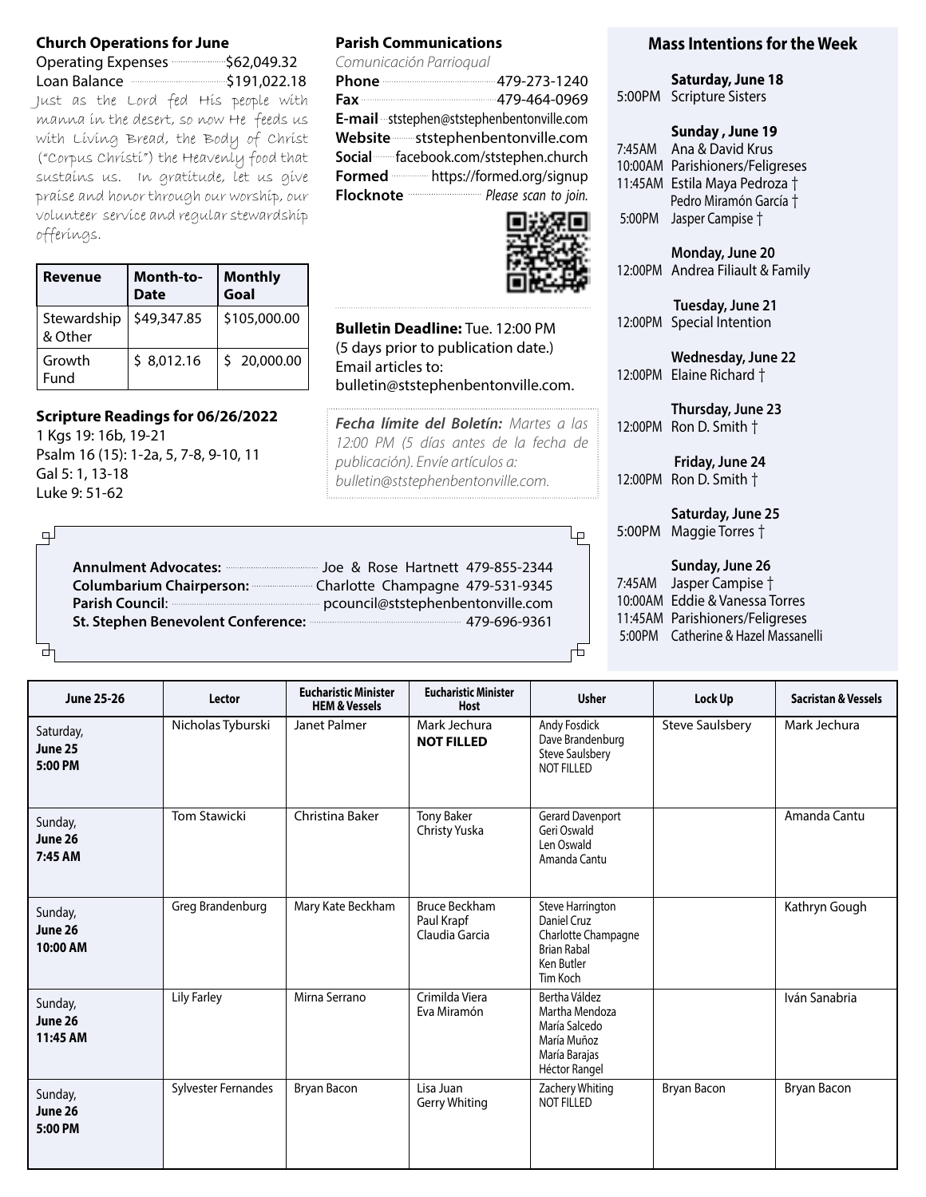## Church Operations for June

Operating Expenses ........ $62,049.32
Loan Balance ........ $191,022.18

Just as the Lord fed His people with manna in the desert, so now He feeds us with Living Bread, the Body of Christ ("Corpus Christi") the Heavenly food that sustains us. In gratitude, let us give praise and honor through our worship, our volunteer service and regular stewardship offerings.

| Revenue | Month-to-Date | Monthly Goal |
|---|---|---|
| Stewardship & Other | $49,347.85 | $105,000.00 |
| Growth Fund | $ 8,012.16 | $ 20,000.00 |

## Scripture Readings for 06/26/2022

1 Kgs 19: 16b, 19-21
Psalm 16 (15): 1-2a, 5, 7-8, 9-10, 11
Gal 5: 1, 13-18
Luke 9: 51-62

## Parish Communications

*Comunicación Parrioqual*

**Phone** ........ 479-273-1240
**Fax** ........ 479-464-0969
**E-mail** ........ ststephen@ststephenbentonville.com
**Website** ........ ststephenbentonville.com
**Social** ........ facebook.com/ststephen.church
**Formed** ........ https://formed.org/signup
**Flocknote** ........ *Please scan to join.*

**Bulletin Deadline:** Tue. 12:00 PM (5 days prior to publication date.) Email articles to: bulletin@ststephenbentonville.com.

***Fecha límite del Boletín:*** *Martes a las 12:00 PM (5 días antes de la fecha de publicación). Envíe artículos a: bulletin@ststephenbentonville.com.*

**Annulment Advocates:** ........ Joe & Rose Hartnett 479-855-2344
**Columbarium Chairperson:** ........ Charlotte Champagne 479-531-9345
**Parish Council**: ........ pcouncil@ststephenbentonville.com
**St. Stephen Benevolent Conference:** ........ 479-696-9361

## Mass Intentions for the Week

**Saturday, June 18**
5:00PM Scripture Sisters

**Sunday , June 19**
7:45AM Ana & David Krus
10:00AM Parishioners/Feligreses
11:45AM Estila Maya Pedroza †
Pedro Miramón García †
5:00PM Jasper Campise †

**Monday, June 20**
12:00PM Andrea Filiault & Family

**Tuesday, June 21**
12:00PM Special Intention

**Wednesday, June 22**
12:00PM Elaine Richard †

**Thursday, June 23**
12:00PM Ron D. Smith †

**Friday, June 24**
12:00PM Ron D. Smith †

**Saturday, June 25**
5:00PM Maggie Torres †

**Sunday, June 26**
7:45AM Jasper Campise †
10:00AM Eddie & Vanessa Torres
11:45AM Parishioners/Feligreses
5:00PM Catherine & Hazel Massanelli

| June 25-26 | Lector | Eucharistic Minister HEM & Vessels | Eucharistic Minister Host | Usher | Lock Up | Sacristan & Vessels |
|---|---|---|---|---|---|---|
| Saturday, **June 25 5:00 PM** | Nicholas Tyburski | Janet Palmer | Mark Jechura **NOT FILLED** | Andy Fosdick Dave Brandenburg Steve Saulsbery NOT FILLED | Steve Saulsbery | Mark Jechura |
| Sunday, **June 26 7:45 AM** | Tom Stawicki | Christina Baker | Tony Baker Christy Yuska | Gerard Davenport Geri Oswald Len Oswald Amanda Cantu | | Amanda Cantu |
| Sunday, **June 26 10:00 AM** | Greg Brandenburg | Mary Kate Beckham | Bruce Beckham Paul Krapf Claudia Garcia | Steve Harrington Daniel Cruz Charlotte Champagne Brian Rabal Ken Butler Tim Koch | | Kathryn Gough |
| Sunday, **June 26 11:45 AM** | Lily Farley | Mirna Serrano | Crimilda Viera Eva Miramón | Bertha Váldez Martha Mendoza María Salcedo María Muñoz María Barajas Héctor Rangel | | Iván Sanabria |
| Sunday, **June 26 5:00 PM** | Sylvester Fernandes | Bryan Bacon | Lisa Juan Gerry Whiting | Zachery Whiting NOT FILLED | Bryan Bacon | Bryan Bacon |